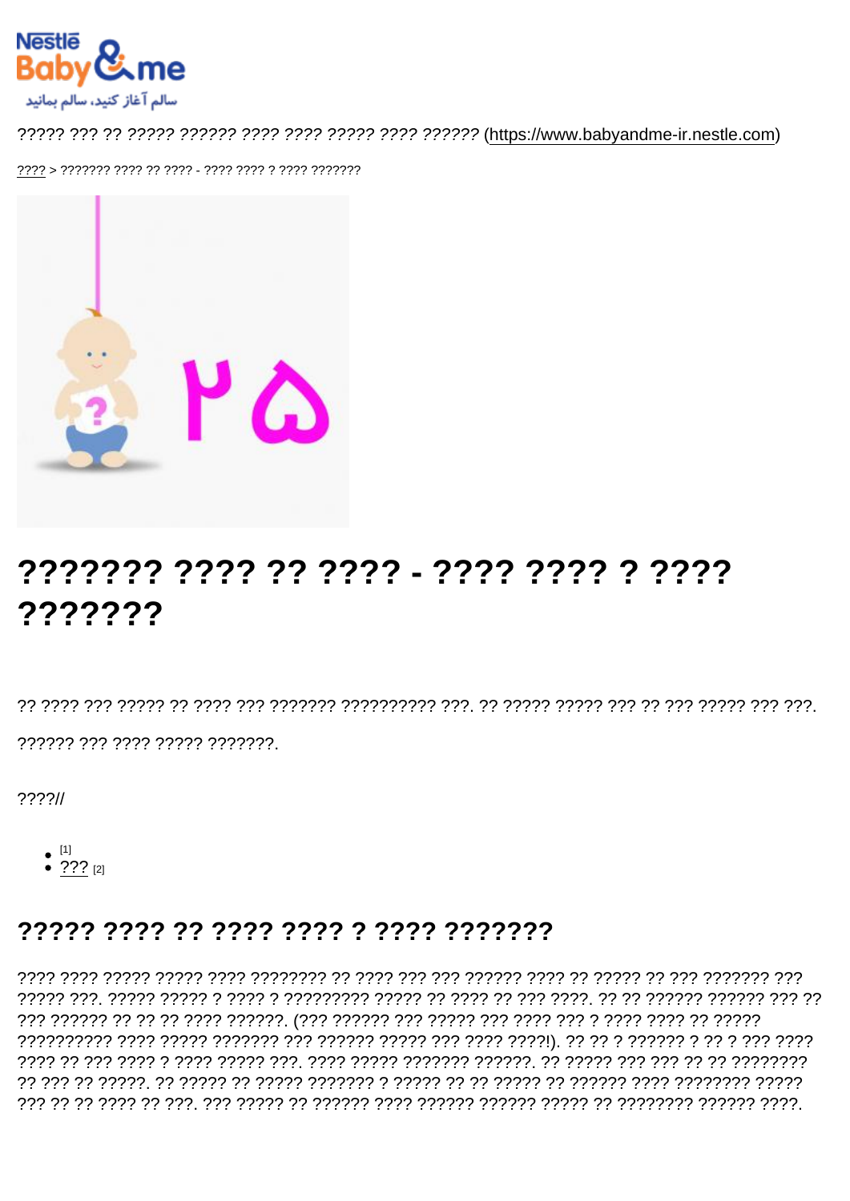????? ??? ?? ????? ?????? ???? ???? ????? ???? ?????? (https://www.babyandme-ir.nestle.com)

???? > ??????? ???? ?? ???? - ???? ???? ? ???? ???????

# ??????? ???? ?? ???? - ???? ???? ? ???? ???????

?? ???? ??? ????? ?? ???? ??? ??????? ?????????? ???. ?? ????? ????? ??? ?? ??? ????? ??? ???.

?????? ??? ???? ????? ???????.

????//

- [1]
- ??? [2]

## ????? ???? ?? ???? ???? ? ???? ???????

???? ???? ????? ????? ???? ???????? ?? ???? ??? ??? ?????? ???? ?? ????? ?? ??? ??????? ??? ????? ???. ????? ????? ? ???? ? ????????? ????? ?? ???? ?? ??? ????. ?? ?? ?????? ?????? ??? ?? ??? ?????? ?? ?? ?? ???? ??????. (??? ?????? ??? ????? ??? ???? ??? ? ???? ???? ?? ????? ?????????? ???? ????? ??????? ??? ?????? ????? ??? ???? ????!). ?? ?? ? ?????? ? ?? ? ??? ???? ???? ?? ??? ???? ? ???? ????? ???. ???? ????? ??????? ??????. ?? ????? ??? ??? ?? ?? ???????? ?? ??? ?? ?????. ?? ????? ?? ????? ??????? ? ????? ?? ?? ????? ?? ?????? ???? ???????? ????? ??? ?? ?? ???? ?? ???. ??? ????? ?? ?????? ???? ?????? ?????? ????? ?? ???????? ?????? ????.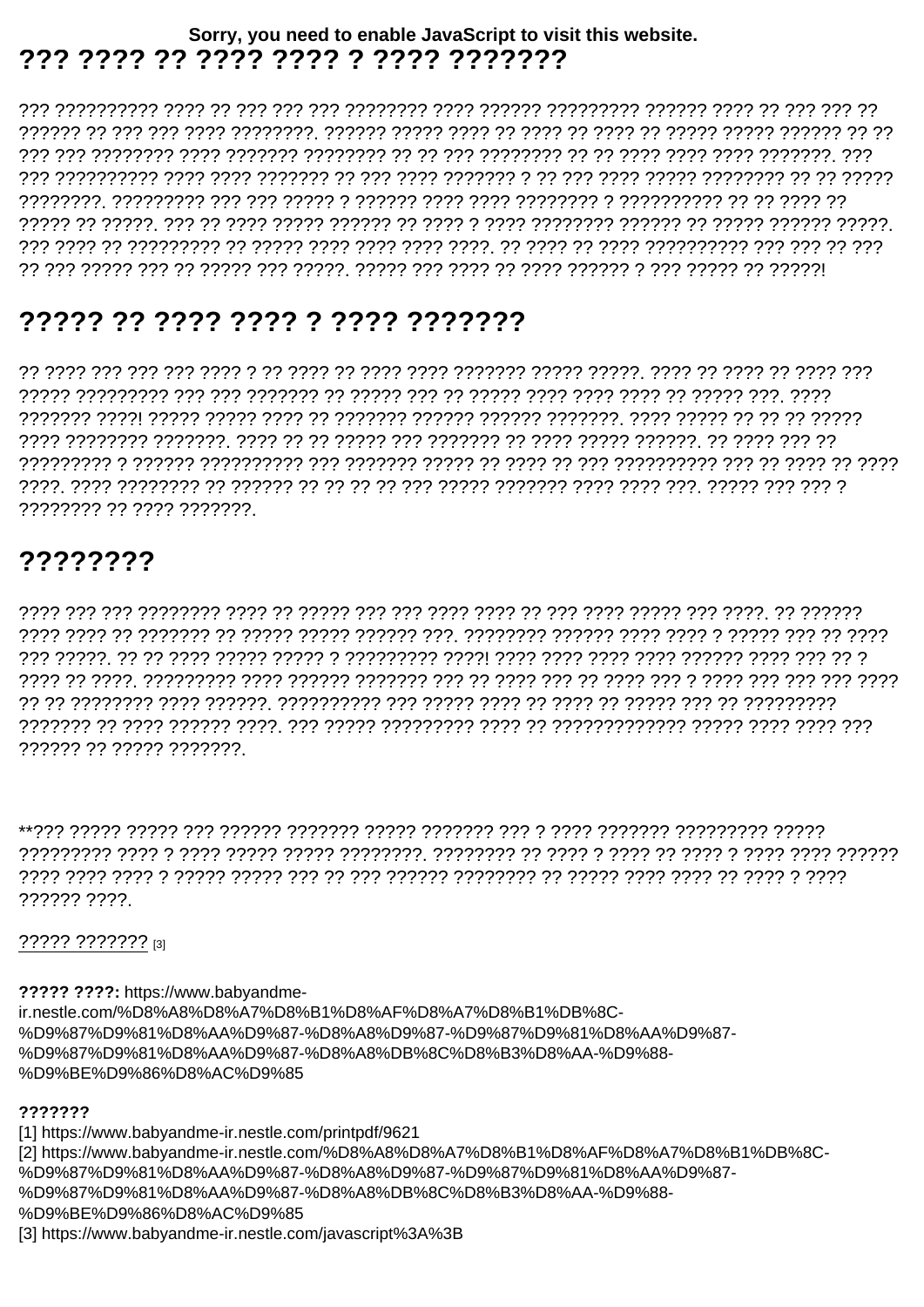Sorry, you need to enable JavaScript to visit this website.

# ??? ???? ?? ???? ???? ? ???? ???????

??? ?????????? ???? ?? ??? ??? ??? ???????? ???? ?????? ????????? ?????? ???? ?? ??? ??? ?? ?????? ?? ??? ??? ???? ????????. ?????? ????? ???? ?? ???? ?? ???? ?? ????? ????? ?????? ?? ?? ??? ??? ???????? ???? ??????? ???????? ?? ?? ??? ???????? ?? ?? ???? ???? ???? ???????. ??? ??? ?????????? ???? ???? ??????? ?? ??? ???? ??????? ? ?? ??? ???? ????? ???????? ?? ?? ????? ????????. ????????? ??? ??? ????? ? ?????? ???? ???? ???????? ? ?????????? ?? ?? ???? ?? ????? ?? ?????. ??? ?? ???? ????? ?????? ?? ???? ? ???? ???????? ?????? ?? ????? ?????? ?????. ??? ???? ?? ????????? ?? ????? ???? ???? ???? ????. ?? ???? ?? ???? ?????????? ??? ??? ?? ??? ?? ??? ????? ??? ?? ????? ??? ?????. ????? ??? ???? ?? ???? ?????? ? ??? ????? ?? ?????!

## ????? ?? ???? ???? ? ???? ???????

?? ???? ??? ??? ??? ???? ? ?? ???? ?? ???? ???? ??????? ????? ?????. ???? ?? ???? ?? ???? ??? ????? ????????? ??? ??? ??????? ?? ????? ??? ?? ????? ???? ???? ???? ?? ????? ???. ???? ??????? ????! ????? ????? ???? ?? ??????? ?????? ?????? ???????. ???? ????? ?? ?? ?? ????? ???? ???????? ???????. ???? ?? ?? ????? ??? ??????? ?? ???? ????? ??????. ?? ???? ??? ?? ????????? ? ?????? ?????????? ??? ??????? ????? ?? ???? ?? ??? ?????????? ??? ?? ???? ?? ???? ????. ???? ???????? ?? ?????? ?? ?? ?? ?? ??? ????? ??????? ???? ???? ???. ????? ??? ??? ? ???????? ?? ???? ???????.

## ????????

???? ??? ??? ???????? ???? ?? ????? ??? ??? ???? ???? ?? ??? ???? ????? ??? ????. ?? ?????? ???? ???? ?? ??????? ?? ????? ????? ?????? ???. ???????? ?????? ???? ???? ? ????? ??? ?? ???? ??? ?????. ?? ?? ???? ????? ????? ? ????????? ????! ???? ???? ???? ???? ?????? ???? ??? ?? ? ???? ?? ????. ????????? ???? ?????? ??????? ??? ?? ???? ??? ?? ???? ??? ? ???? ??? ??? ??? ???? ?? ?? ???????? ???? ??????. ?????????? ??? ????? ???? ?? ???? ?? ????? ??? ?? ????????? ??????? ?? ???? ?????? ????. ??? ????? ????????? ???? ?? ????????????? ????? ???? ???? ??? ?????? ?? ????? ???????.

**??? ????? ????? ??? ?????? ??????? ????? ??????? ??? ? ???? ??????? ????????? ????? ????????? ???? ? ???? ????? ????? ????????. ???????? ?? ???? ? ???? ?? ???? ? ???? ???? ?????? ???? ???? ???? ? ????? ????? ??? ?? ??? ?????? ???????? ?? ????? ???? ???? ?? ???? ? ???? ?????? ????.

????? ??????? [3]

**????? ????:** https://www.babyandme-ir.nestle.com/%D8%A8%D8%A7%D8%B1%D8%AF%D8%A7%D8%B1%DB%8C-%D9%87%D9%81%D8%AA%D9%87-%D8%A8%D9%87-%D9%87%D9%81%D8%AA%D9%87-%D9%87%D9%81%D8%AA%D9%87-%D8%A8%DB%8C%D8%B3%D8%AA-%D9%88-%D9%BE%D9%86%D8%AC%D9%85

**???????**

[1] https://www.babyandme-ir.nestle.com/printpdf/9621

[2] https://www.babyandme-ir.nestle.com/%D8%A8%D8%A7%D8%B1%D8%AF%D8%A7%D8%B1%DB%8C-%D9%87%D9%81%D8%AA%D9%87-%D8%A8%D9%87-%D9%87%D9%81%D8%AA%D9%87-%D9%87%D9%81%D8%AA%D9%87-%D8%A8%DB%8C%D8%B3%D8%AA-%D9%88-%D9%BE%D9%86%D8%AC%D9%85

[3] https://www.babyandme-ir.nestle.com/javascript%3A%3B